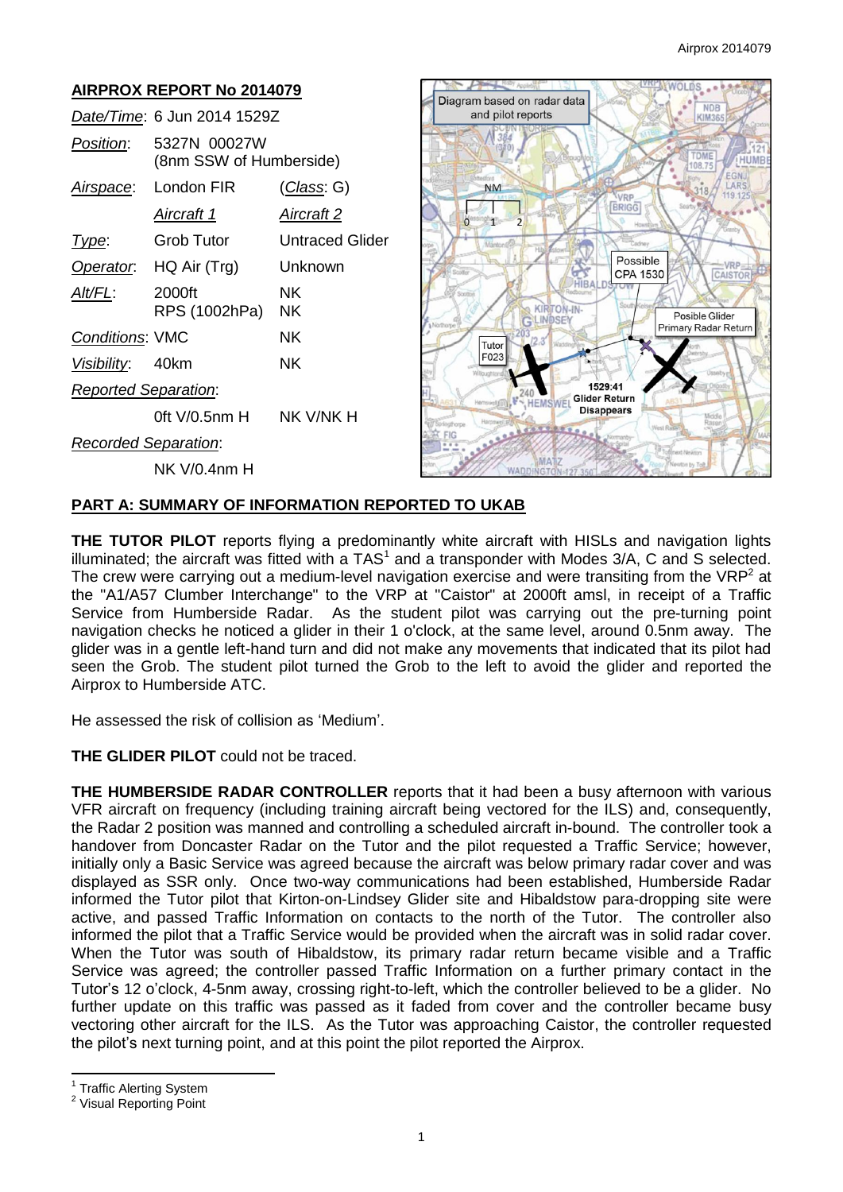# AIRPROX REPORT No 2014079

| | | |
|---|---|---|
| *Date/Time*: | 6 Jun 2014 1529Z | |
| *Position*: | 5327N 00027W (8nm SSW of Humberside) | |
| *Airspace*: | London FIR | (*Class*: G) |
| | *Aircraft 1* | *Aircraft 2* |
| *Type*: | Grob Tutor | Untraced Glider |
| *Operator*: | HQ Air (Trg) | Unknown |
| *Alt/FL*: | 2000ft RPS (1002hPa) | NK NK |
| *Conditions*: | VMC | NK |
| *Visibility*: | 40km | NK |
| *Reported Separation*: | | |
| | 0ft V/0.5nm H | NK V/NK H |
| *Recorded Separation*: | | |
| | NK V/0.4nm H | |

Diagram based on radar data and pilot reports

## PART A: SUMMARY OF INFORMATION REPORTED TO UKAB

**THE TUTOR PILOT** reports flying a predominantly white aircraft with HISLs and navigation lights illuminated; the aircraft was fitted with a TAS[1] and a transponder with Modes 3/A, C and S selected. The crew were carrying out a medium-level navigation exercise and were transiting from the VRP[2] at the "A1/A57 Clumber Interchange" to the VRP at "Caistor" at 2000ft amsl, in receipt of a Traffic Service from Humberside Radar. As the student pilot was carrying out the pre-turning point navigation checks he noticed a glider in their 1 o'clock, at the same level, around 0.5nm away. The glider was in a gentle left-hand turn and did not make any movements that indicated that its pilot had seen the Grob. The student pilot turned the Grob to the left to avoid the glider and reported the Airprox to Humberside ATC.

He assessed the risk of collision as 'Medium'.

**THE GLIDER PILOT** could not be traced.

**THE HUMBERSIDE RADAR CONTROLLER** reports that it had been a busy afternoon with various VFR aircraft on frequency (including training aircraft being vectored for the ILS) and, consequently, the Radar 2 position was manned and controlling a scheduled aircraft in-bound. The controller took a handover from Doncaster Radar on the Tutor and the pilot requested a Traffic Service; however, initially only a Basic Service was agreed because the aircraft was below primary radar cover and was displayed as SSR only. Once two-way communications had been established, Humberside Radar informed the Tutor pilot that Kirton-on-Lindsey Glider site and Hibaldstow para-dropping site were active, and passed Traffic Information on contacts to the north of the Tutor. The controller also informed the pilot that a Traffic Service would be provided when the aircraft was in solid radar cover. When the Tutor was south of Hibaldstow, its primary radar return became visible and a Traffic Service was agreed; the controller passed Traffic Information on a further primary contact in the Tutor's 12 o'clock, 4-5nm away, crossing right-to-left, which the controller believed to be a glider. No further update on this traffic was passed as it faded from cover and the controller became busy vectoring other aircraft for the ILS. As the Tutor was approaching Caistor, the controller requested the pilot's next turning point, and at this point the pilot reported the Airprox.

---

[1] Traffic Alerting System

[2] Visual Reporting Point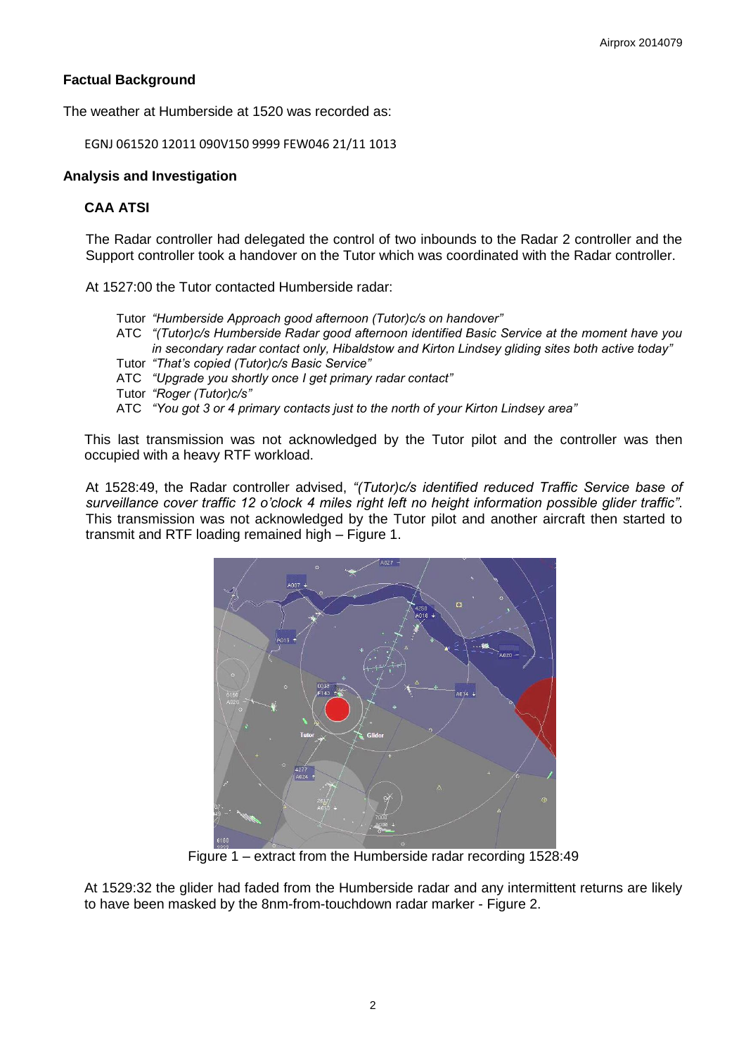## Factual Background

The weather at Humberside at 1520 was recorded as:

```
EGNJ 061520 12011 090V150 9999 FEW046 21/11 1013
```

## Analysis and Investigation

### CAA ATSI

The Radar controller had delegated the control of two inbounds to the Radar 2 controller and the Support controller took a handover on the Tutor which was coordinated with the Radar controller.

At 1527:00 the Tutor contacted Humberside radar:

Tutor *"Humberside Approach good afternoon (Tutor)c/s on handover"*
ATC *"(Tutor)c/s Humberside Radar good afternoon identified Basic Service at the moment have you in secondary radar contact only, Hibaldstow and Kirton Lindsey gliding sites both active today"*
Tutor *"That's copied (Tutor)c/s Basic Service"*
ATC *"Upgrade you shortly once I get primary radar contact"*
Tutor *"Roger (Tutor)c/s"*
ATC *"You got 3 or 4 primary contacts just to the north of your Kirton Lindsey area"*

This last transmission was not acknowledged by the Tutor pilot and the controller was then occupied with a heavy RTF workload.

At 1528:49, the Radar controller advised, *"(Tutor)c/s identified reduced Traffic Service base of surveillance cover traffic 12 o'clock 4 miles right left no height information possible glider traffic"*. This transmission was not acknowledged by the Tutor pilot and another aircraft then started to transmit and RTF loading remained high – Figure 1.

Figure 1 – extract from the Humberside radar recording 1528:49

At 1529:32 the glider had faded from the Humberside radar and any intermittent returns are likely to have been masked by the 8nm-from-touchdown radar marker - Figure 2.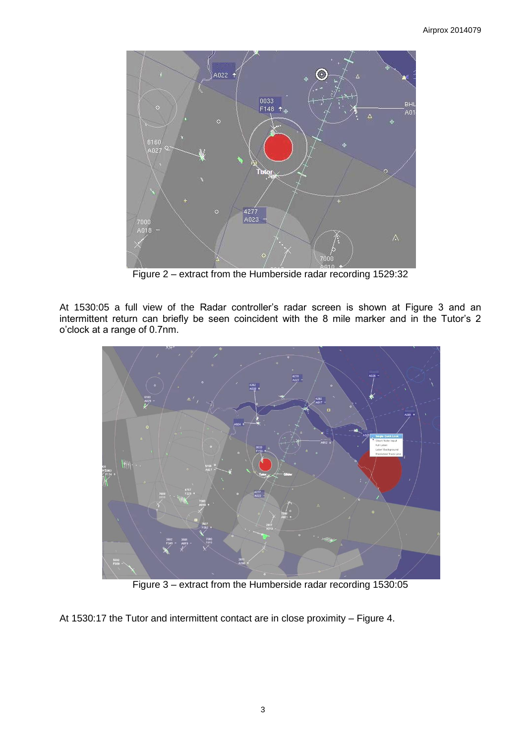Figure 2 – extract from the Humberside radar recording 1529:32

At 1530:05 a full view of the Radar controller's radar screen is shown at Figure 3 and an intermittent return can briefly be seen coincident with the 8 mile marker and in the Tutor's 2 o'clock at a range of 0.7nm.

Figure 3 – extract from the Humberside radar recording 1530:05

At 1530:17 the Tutor and intermittent contact are in close proximity – Figure 4.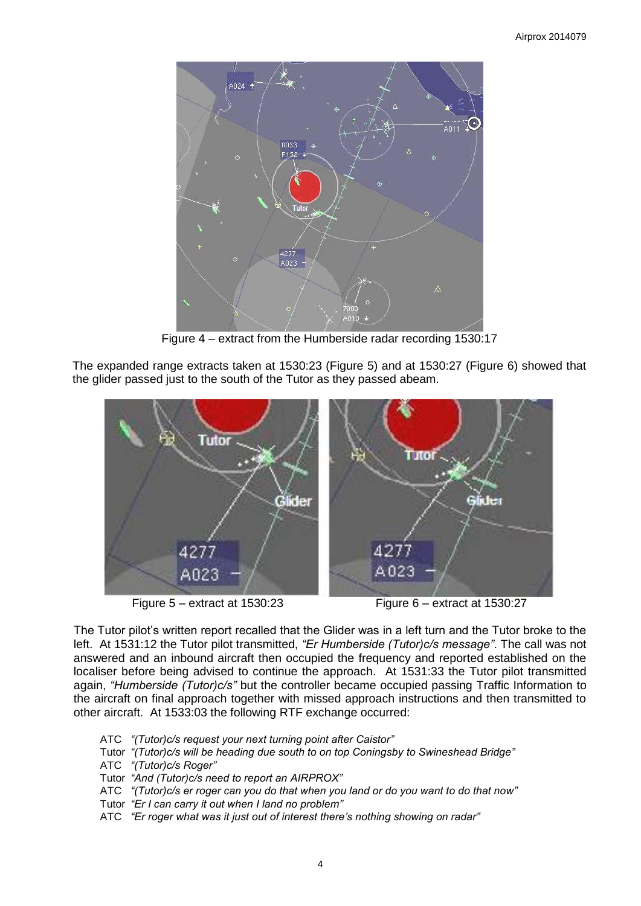Figure 4 – extract from the Humberside radar recording 1530:17

The expanded range extracts taken at 1530:23 (Figure 5) and at 1530:27 (Figure 6) showed that the glider passed just to the south of the Tutor as they passed abeam.

Figure 5 – extract at 1530:23

Figure 6 – extract at 1530:27

The Tutor pilot's written report recalled that the Glider was in a left turn and the Tutor broke to the left. At 1531:12 the Tutor pilot transmitted, *"Er Humberside (Tutor)c/s message"*. The call was not answered and an inbound aircraft then occupied the frequency and reported established on the localiser before being advised to continue the approach. At 1531:33 the Tutor pilot transmitted again, *"Humberside (Tutor)c/s"* but the controller became occupied passing Traffic Information to the aircraft on final approach together with missed approach instructions and then transmitted to other aircraft. At 1533:03 the following RTF exchange occurred:

ATC *"(Tutor)c/s request your next turning point after Caistor"*
Tutor *"(Tutor)c/s will be heading due south to on top Coningsby to Swineshead Bridge"*
ATC *"(Tutor)c/s Roger"*
Tutor *"And (Tutor)c/s need to report an AIRPROX"*
ATC *"(Tutor)c/s er roger can you do that when you land or do you want to do that now"*
Tutor *"Er I can carry it out when I land no problem"*
ATC *"Er roger what was it just out of interest there's nothing showing on radar"*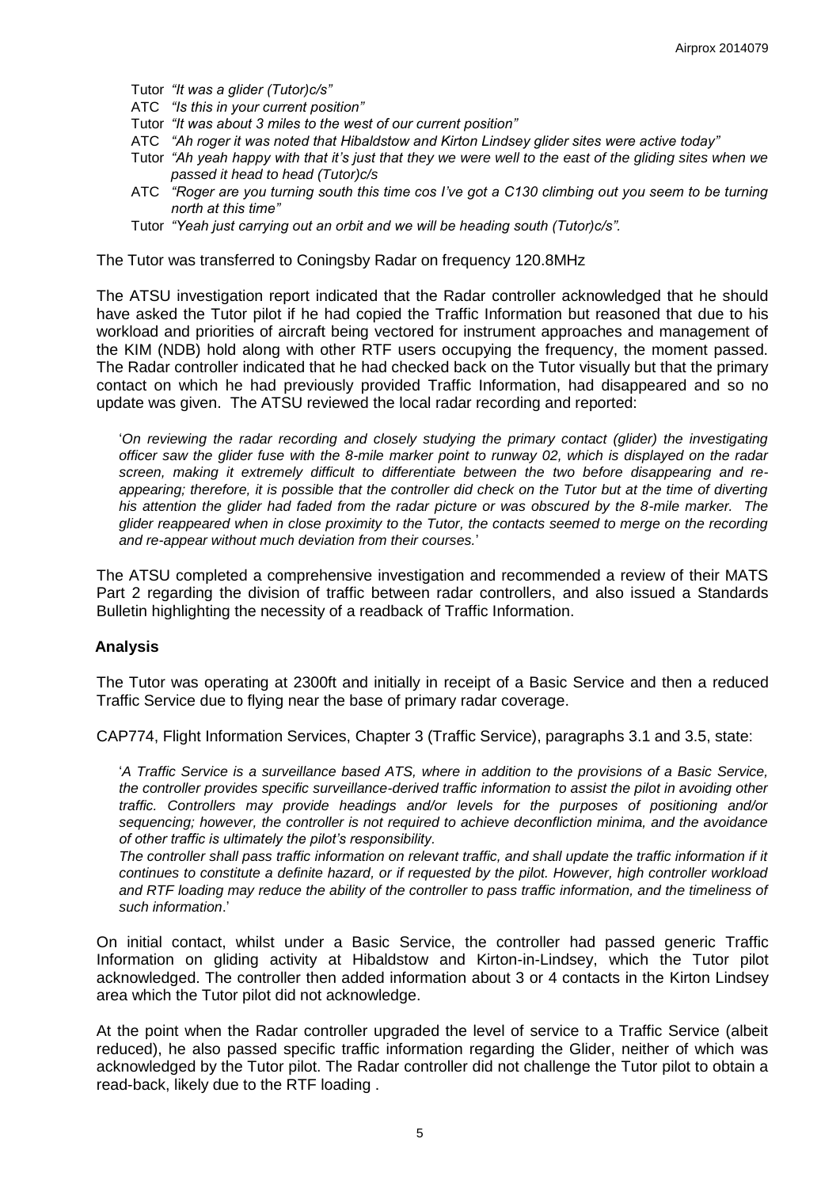Tutor *"It was a glider (Tutor)c/s"*

ATC *"Is this in your current position"*

Tutor *"It was about 3 miles to the west of our current position"*

ATC *"Ah roger it was noted that Hibaldstow and Kirton Lindsey glider sites were active today"*

Tutor *"Ah yeah happy with that it's just that they we were well to the east of the gliding sites when we passed it head to head (Tutor)c/s*

ATC *"Roger are you turning south this time cos I've got a C130 climbing out you seem to be turning north at this time"*

Tutor *"Yeah just carrying out an orbit and we will be heading south (Tutor)c/s".*

The Tutor was transferred to Coningsby Radar on frequency 120.8MHz

The ATSU investigation report indicated that the Radar controller acknowledged that he should have asked the Tutor pilot if he had copied the Traffic Information but reasoned that due to his workload and priorities of aircraft being vectored for instrument approaches and management of the KIM (NDB) hold along with other RTF users occupying the frequency, the moment passed. The Radar controller indicated that he had checked back on the Tutor visually but that the primary contact on which he had previously provided Traffic Information, had disappeared and so no update was given. The ATSU reviewed the local radar recording and reported:

> '*On reviewing the radar recording and closely studying the primary contact (glider) the investigating officer saw the glider fuse with the 8-mile marker point to runway 02, which is displayed on the radar screen, making it extremely difficult to differentiate between the two before disappearing and re-appearing; therefore, it is possible that the controller did check on the Tutor but at the time of diverting his attention the glider had faded from the radar picture or was obscured by the 8-mile marker. The glider reappeared when in close proximity to the Tutor, the contacts seemed to merge on the recording and re-appear without much deviation from their courses.*'

The ATSU completed a comprehensive investigation and recommended a review of their MATS Part 2 regarding the division of traffic between radar controllers, and also issued a Standards Bulletin highlighting the necessity of a readback of Traffic Information.

## Analysis

The Tutor was operating at 2300ft and initially in receipt of a Basic Service and then a reduced Traffic Service due to flying near the base of primary radar coverage.

CAP774, Flight Information Services, Chapter 3 (Traffic Service), paragraphs 3.1 and 3.5, state:

> '*A Traffic Service is a surveillance based ATS, where in addition to the provisions of a Basic Service, the controller provides specific surveillance-derived traffic information to assist the pilot in avoiding other traffic. Controllers may provide headings and/or levels for the purposes of positioning and/or sequencing; however, the controller is not required to achieve deconfliction minima, and the avoidance of other traffic is ultimately the pilot's responsibility.*
>
> *The controller shall pass traffic information on relevant traffic, and shall update the traffic information if it continues to constitute a definite hazard, or if requested by the pilot. However, high controller workload and RTF loading may reduce the ability of the controller to pass traffic information, and the timeliness of such information*.'

On initial contact, whilst under a Basic Service, the controller had passed generic Traffic Information on gliding activity at Hibaldstow and Kirton-in-Lindsey, which the Tutor pilot acknowledged. The controller then added information about 3 or 4 contacts in the Kirton Lindsey area which the Tutor pilot did not acknowledge.

At the point when the Radar controller upgraded the level of service to a Traffic Service (albeit reduced), he also passed specific traffic information regarding the Glider, neither of which was acknowledged by the Tutor pilot. The Radar controller did not challenge the Tutor pilot to obtain a read-back, likely due to the RTF loading .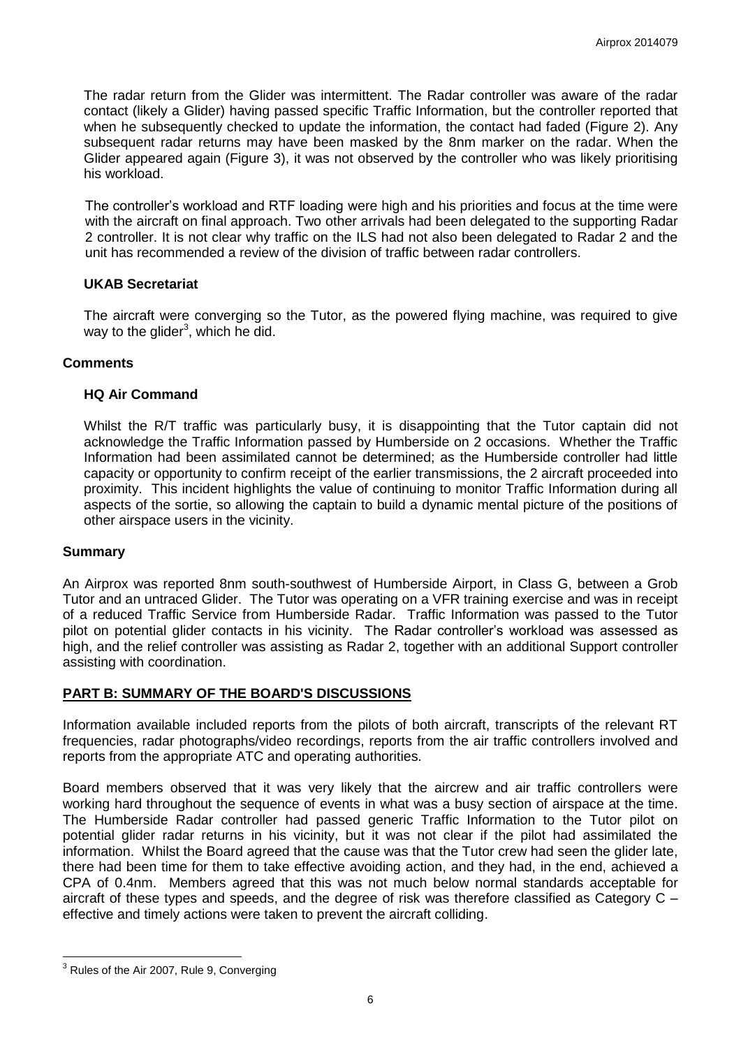The radar return from the Glider was intermittent. The Radar controller was aware of the radar contact (likely a Glider) having passed specific Traffic Information, but the controller reported that when he subsequently checked to update the information, the contact had faded (Figure 2). Any subsequent radar returns may have been masked by the 8nm marker on the radar. When the Glider appeared again (Figure 3), it was not observed by the controller who was likely prioritising his workload.

The controller's workload and RTF loading were high and his priorities and focus at the time were with the aircraft on final approach. Two other arrivals had been delegated to the supporting Radar 2 controller. It is not clear why traffic on the ILS had not also been delegated to Radar 2 and the unit has recommended a review of the division of traffic between radar controllers.

### UKAB Secretariat

The aircraft were converging so the Tutor, as the powered flying machine, was required to give way to the glider[3], which he did.

## Comments

### HQ Air Command

Whilst the R/T traffic was particularly busy, it is disappointing that the Tutor captain did not acknowledge the Traffic Information passed by Humberside on 2 occasions. Whether the Traffic Information had been assimilated cannot be determined; as the Humberside controller had little capacity or opportunity to confirm receipt of the earlier transmissions, the 2 aircraft proceeded into proximity. This incident highlights the value of continuing to monitor Traffic Information during all aspects of the sortie, so allowing the captain to build a dynamic mental picture of the positions of other airspace users in the vicinity.

## Summary

An Airprox was reported 8nm south-southwest of Humberside Airport, in Class G, between a Grob Tutor and an untraced Glider. The Tutor was operating on a VFR training exercise and was in receipt of a reduced Traffic Service from Humberside Radar. Traffic Information was passed to the Tutor pilot on potential glider contacts in his vicinity. The Radar controller's workload was assessed as high, and the relief controller was assisting as Radar 2, together with an additional Support controller assisting with coordination.

## PART B: SUMMARY OF THE BOARD'S DISCUSSIONS

Information available included reports from the pilots of both aircraft, transcripts of the relevant RT frequencies, radar photographs/video recordings, reports from the air traffic controllers involved and reports from the appropriate ATC and operating authorities.

Board members observed that it was very likely that the aircrew and air traffic controllers were working hard throughout the sequence of events in what was a busy section of airspace at the time. The Humberside Radar controller had passed generic Traffic Information to the Tutor pilot on potential glider radar returns in his vicinity, but it was not clear if the pilot had assimilated the information. Whilst the Board agreed that the cause was that the Tutor crew had seen the glider late, there had been time for them to take effective avoiding action, and they had, in the end, achieved a CPA of 0.4nm. Members agreed that this was not much below normal standards acceptable for aircraft of these types and speeds, and the degree of risk was therefore classified as Category C – effective and timely actions were taken to prevent the aircraft colliding.

---

[3] Rules of the Air 2007, Rule 9, Converging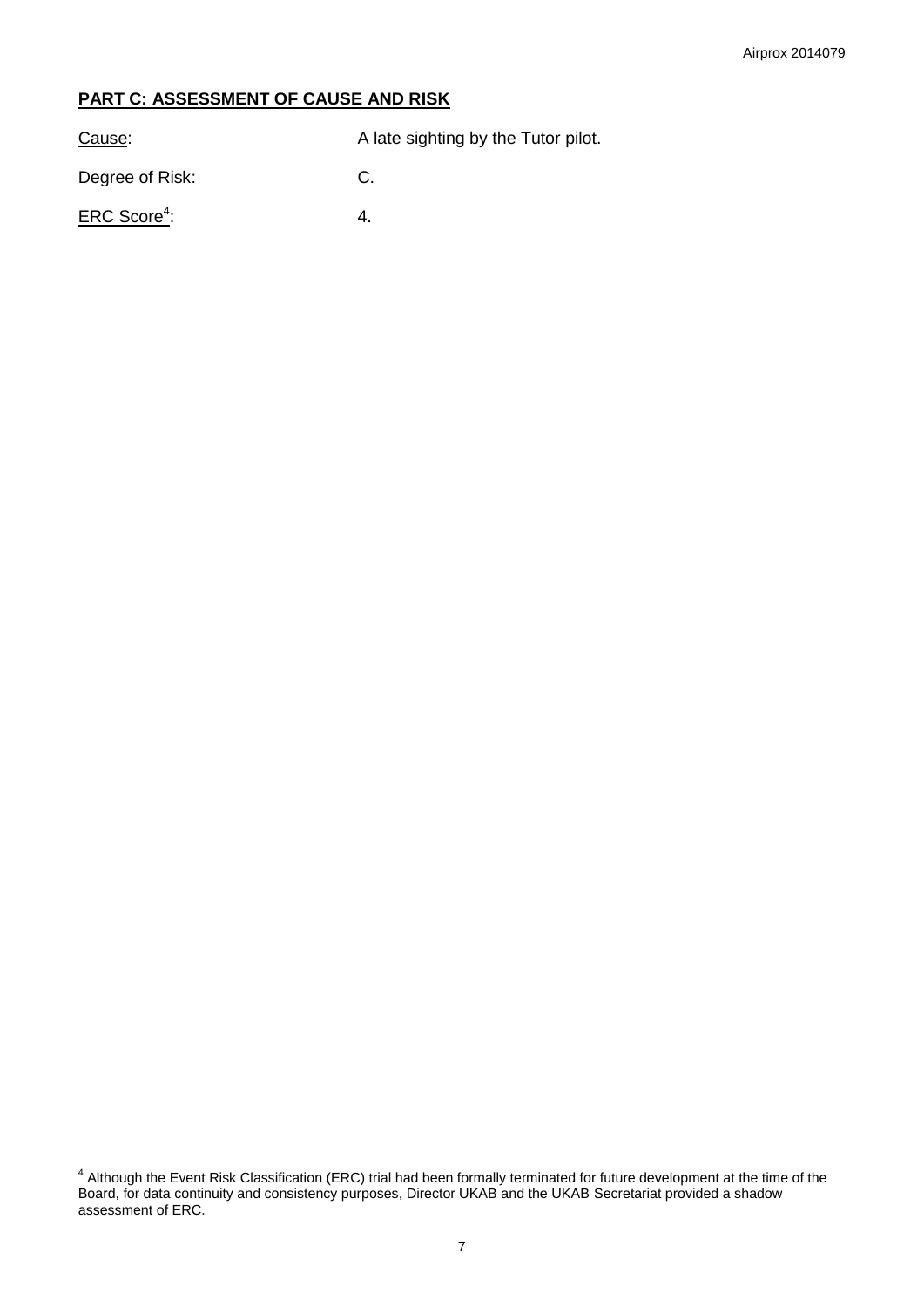## PART C: ASSESSMENT OF CAUSE AND RISK

Cause: A late sighting by the Tutor pilot.

Degree of Risk: C.

ERC Score[4]: 4.

[4] Although the Event Risk Classification (ERC) trial had been formally terminated for future development at the time of the Board, for data continuity and consistency purposes, Director UKAB and the UKAB Secretariat provided a shadow assessment of ERC.